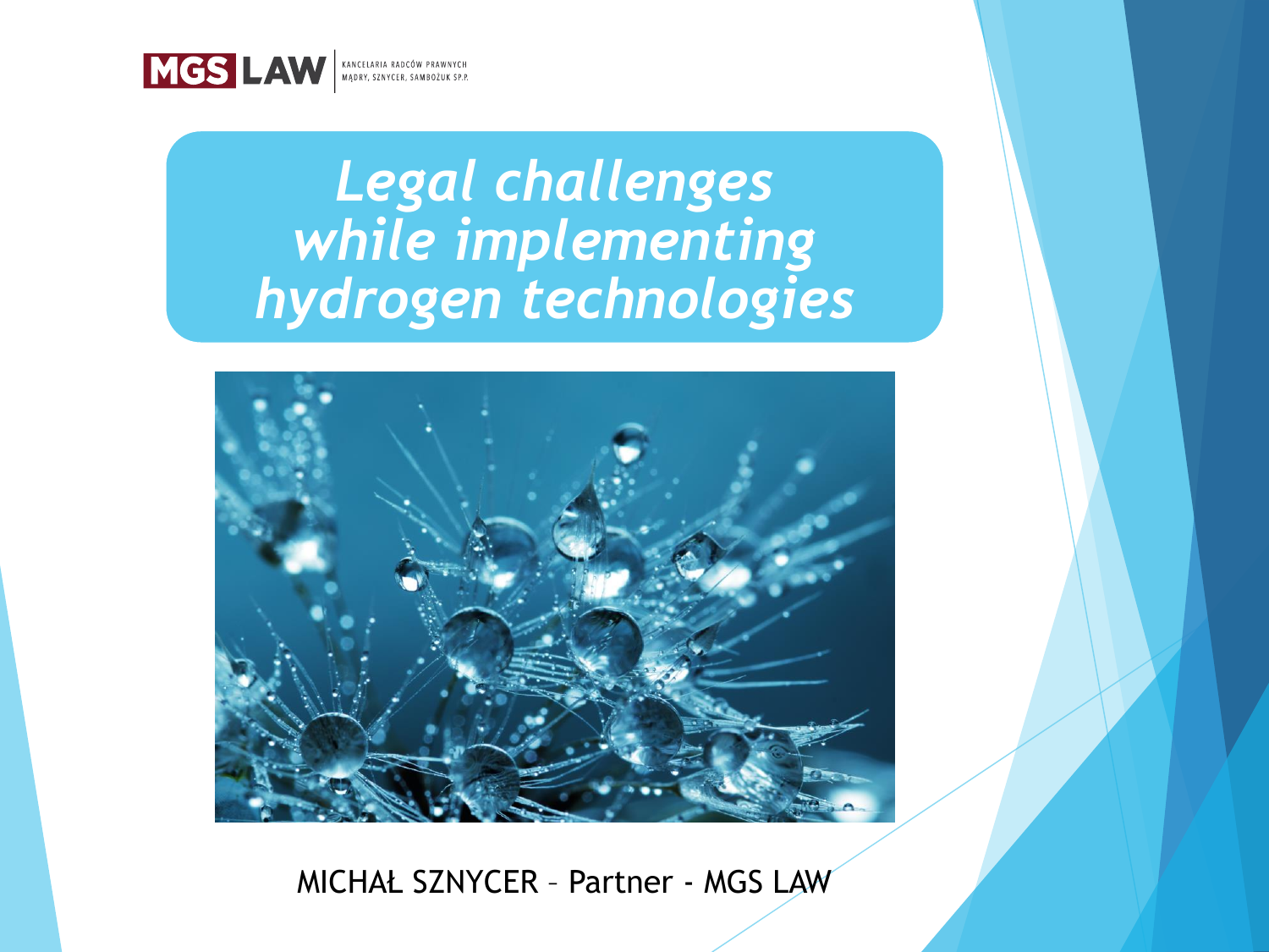MGS LAW | KANCELARIA RADCÓW PRAWNYCH MĄDRY, SZNYCER, SAMBOŻUK SP.P.

# *Legal challenges while implementing hydrogen technologies*

MICHAŁ SZNYCER – Partner - MGS LAW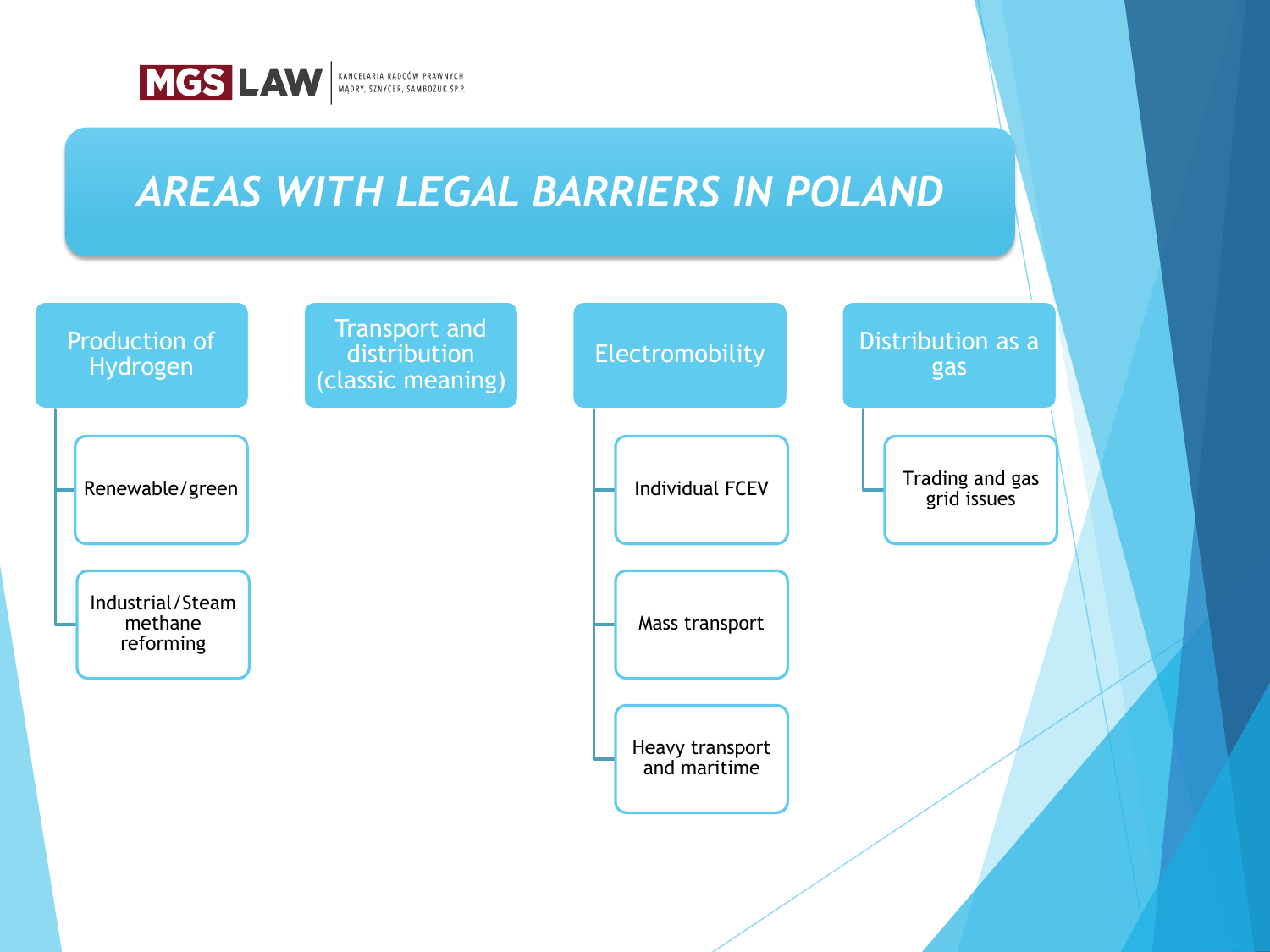# AREAS WITH LEGAL BARRIERS IN POLAND

- **Production of Hydrogen**
  - Renewable/green
  - Industrial/Steam methane reforming
- **Transport and distribution (classic meaning)**
- **Electromobility**
  - Individual FCEV
  - Mass transport
  - Heavy transport and maritime
- **Distribution as a gas**
  - Trading and gas grid issues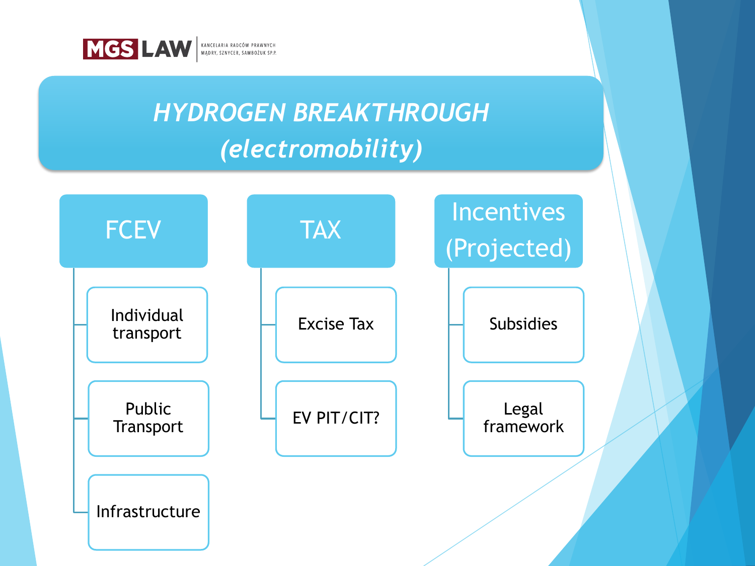# *HYDROGEN BREAKTHROUGH (electromobility)*

## FCEV

- Individual transport
- Public Transport
- Infrastructure

## TAX

- Excise Tax
- EV PIT/CIT?

## Incentives (Projected)

- Subsidies
- Legal framework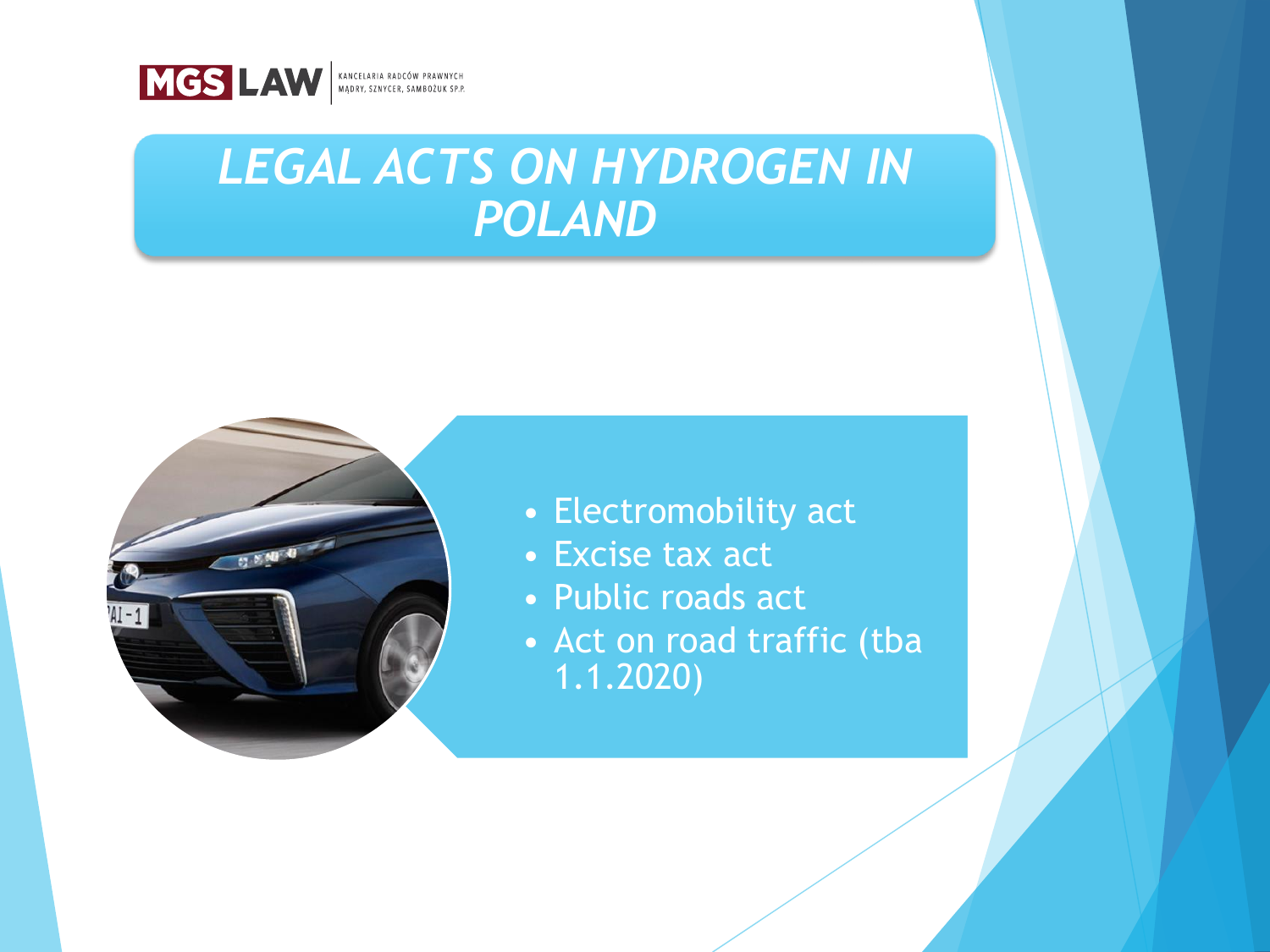# *LEGAL ACTS ON HYDROGEN IN POLAND*

- Electromobility act
- Excise tax act
- Public roads act
- Act on road traffic (tba 1.1.2020)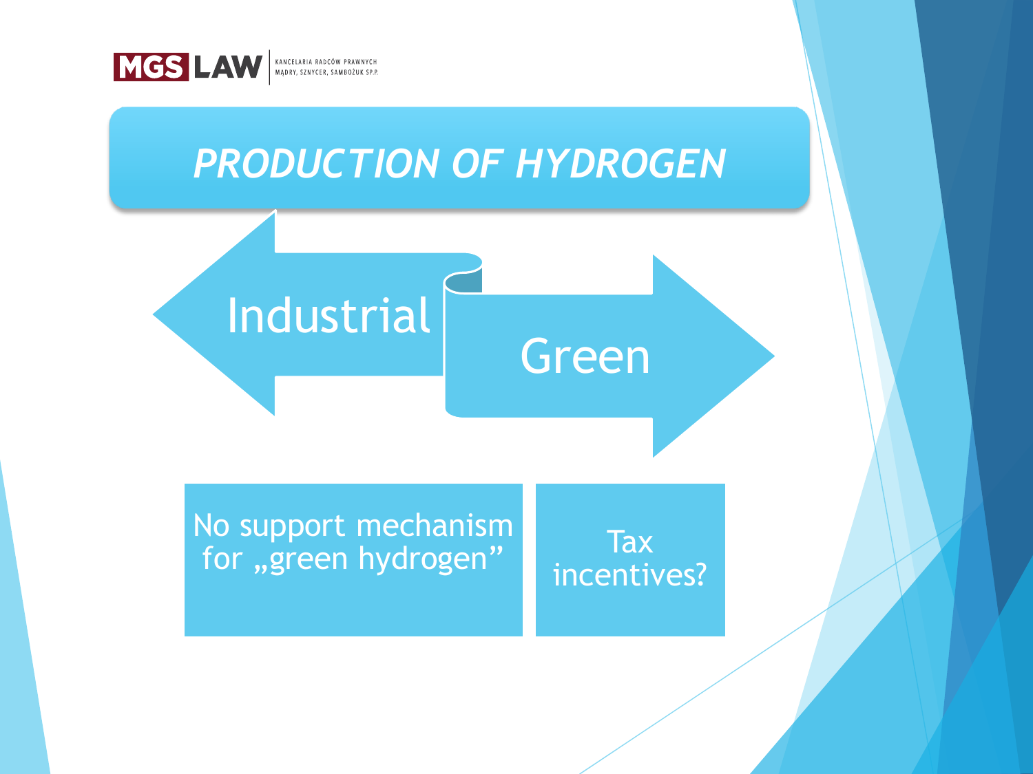# PRODUCTION OF HYDROGEN

Industrial

Green

No support mechanism for „green hydrogen"

Tax incentives?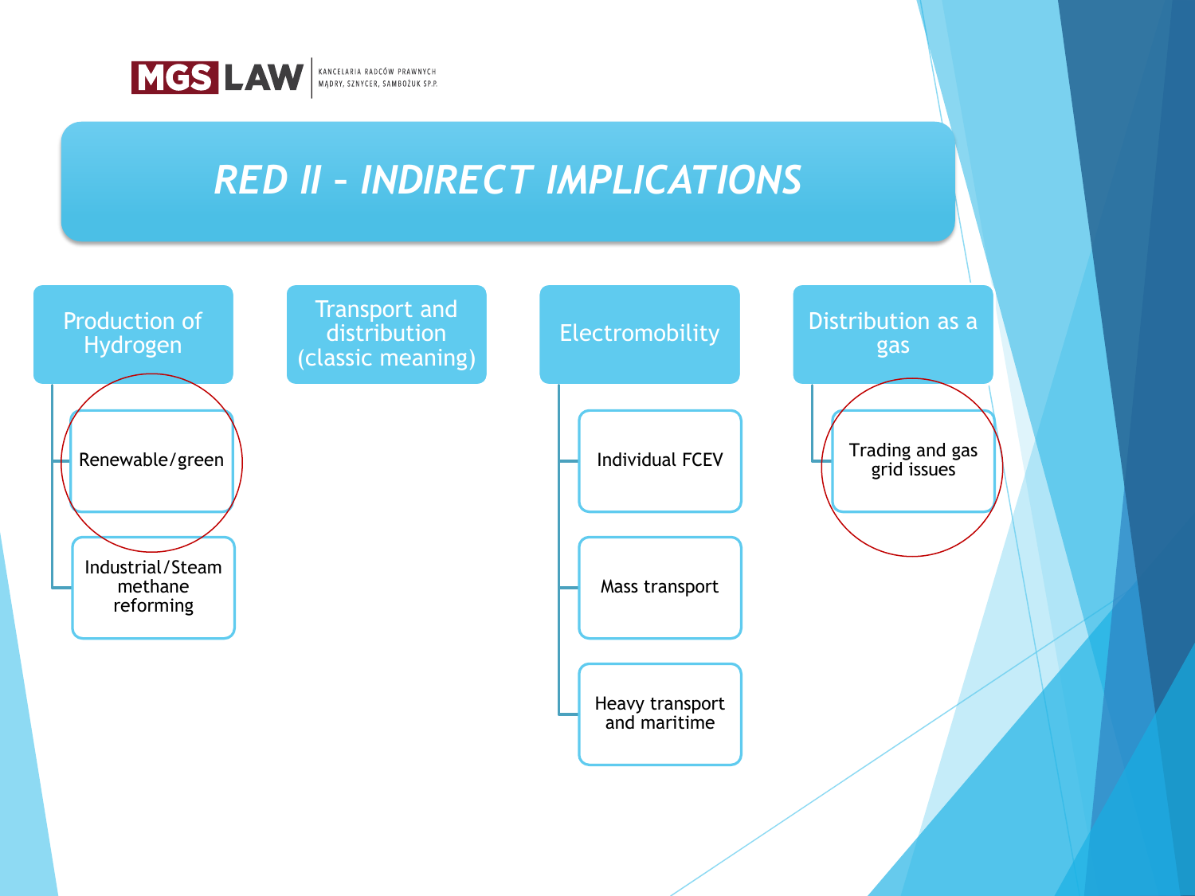# RED II – INDIRECT IMPLICATIONS

- **Production of Hydrogen**
  - Renewable/green
  - Industrial/Steam methane reforming
- **Transport and distribution (classic meaning)**
- **Electromobility**
  - Individual FCEV
  - Mass transport
  - Heavy transport and maritime
- **Distribution as a gas**
  - Trading and gas grid issues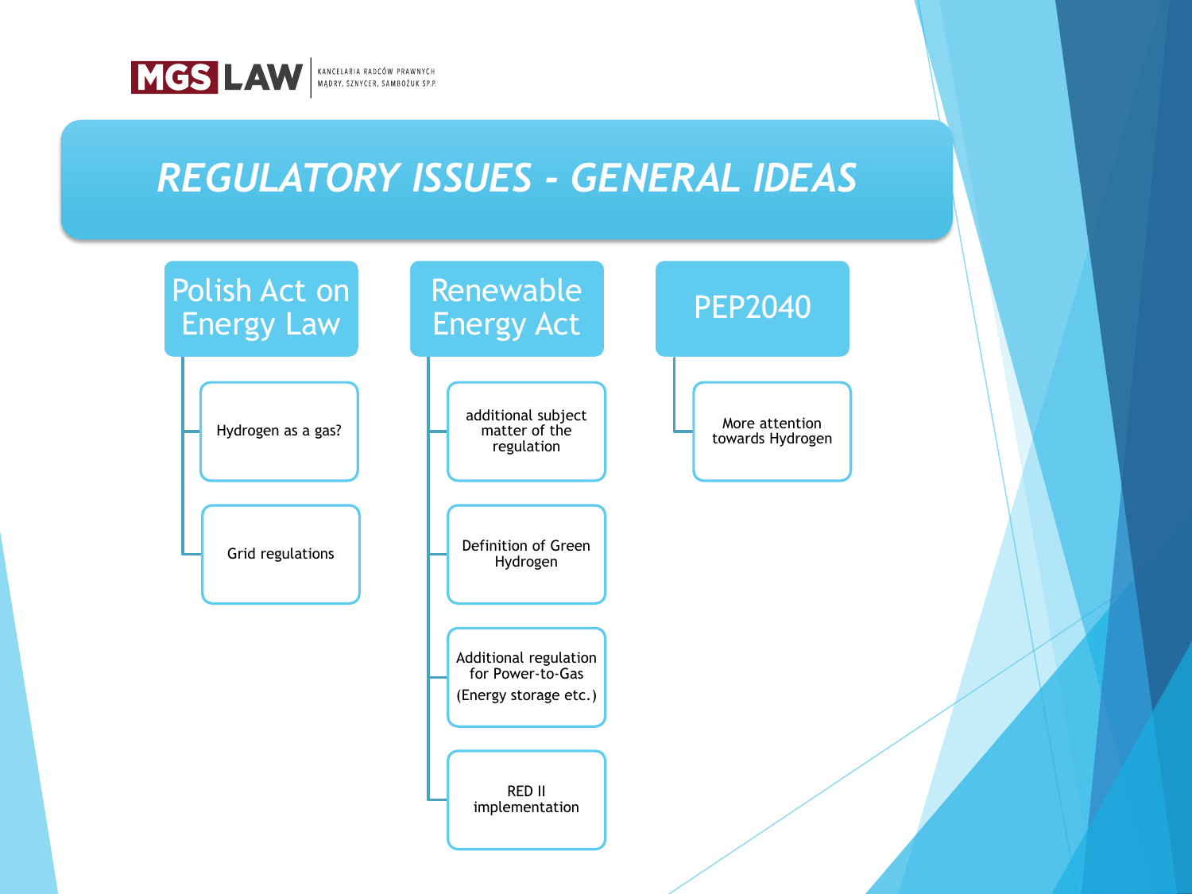# REGULATORY ISSUES - GENERAL IDEAS

## Polish Act on Energy Law

- Hydrogen as a gas?
- Grid regulations

## Renewable Energy Act

- additional subject matter of the regulation
- Definition of Green Hydrogen
- Additional regulation for Power-to-Gas (Energy storage etc.)
- RED II implementation

## PEP2040

- More attention towards Hydrogen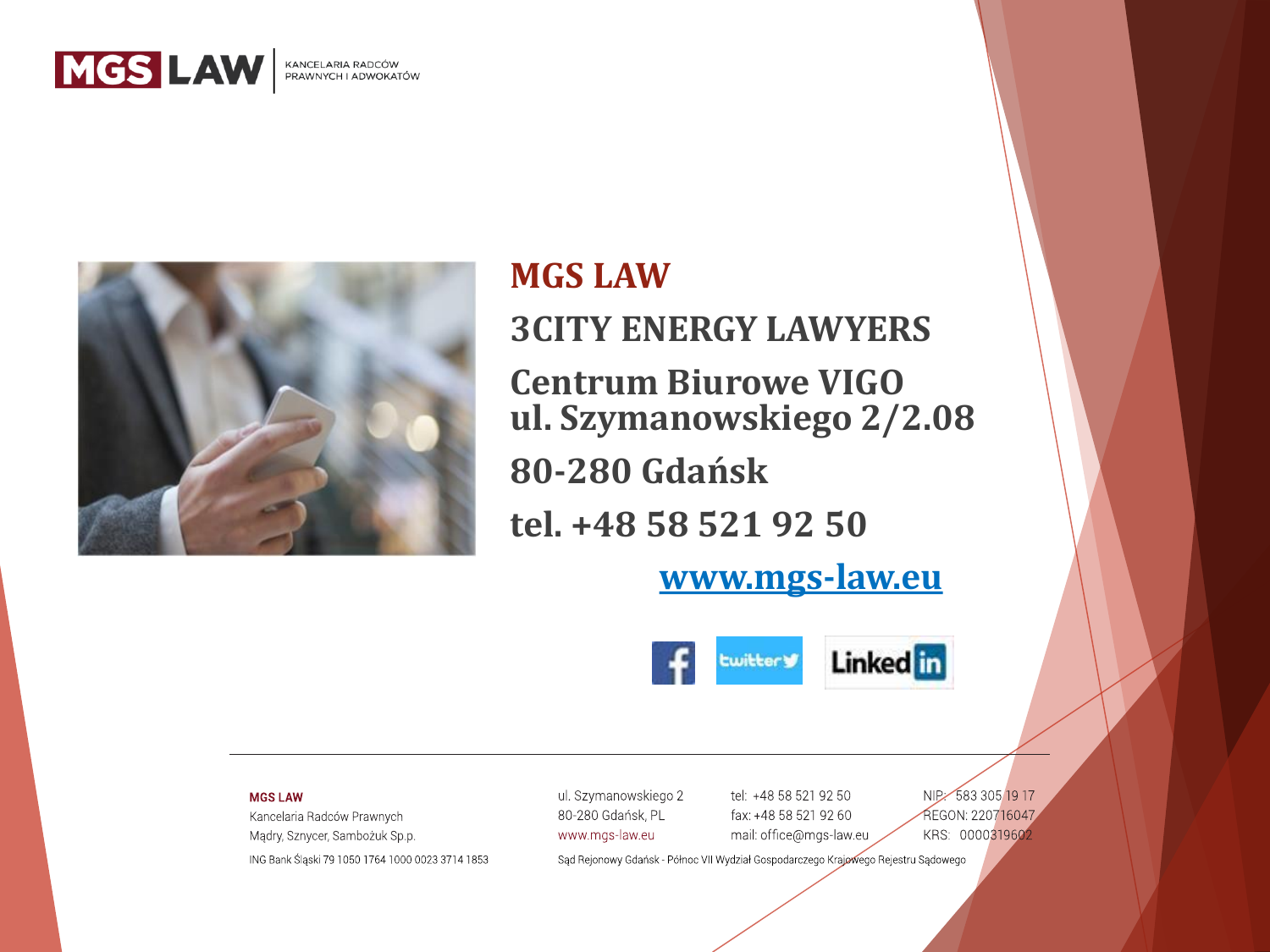MGS LAW KANCELARIA RADCÓW PRAWNYCH I ADWOKATÓW

# MGS LAW

## 3CITY ENERGY LAWYERS

**Centrum Biurowe VIGO**
**ul. Szymanowskiego 2/2.08**

**80-280 Gdańsk**

**tel. +48 58 521 92 50**

**www.mgs-law.eu**

---

**MGS LAW**
Kancelaria Radców Prawnych
Mądry, Sznycer, Sambożuk Sp.p.
ING Bank Śląski 79 1050 1764 1000 0023 3714 1853

ul. Szymanowskiego 2
80-280 Gdańsk, PL
www.mgs-law.eu

tel: +48 58 521 92 50
fax: +48 58 521 92 60
mail: office@mgs-law.eu

NIP: 583 305 19 17
REGON: 220716047
KRS: 0000319602

Sąd Rejonowy Gdańsk - Północ VII Wydział Gospodarczego Krajowego Rejestru Sądowego